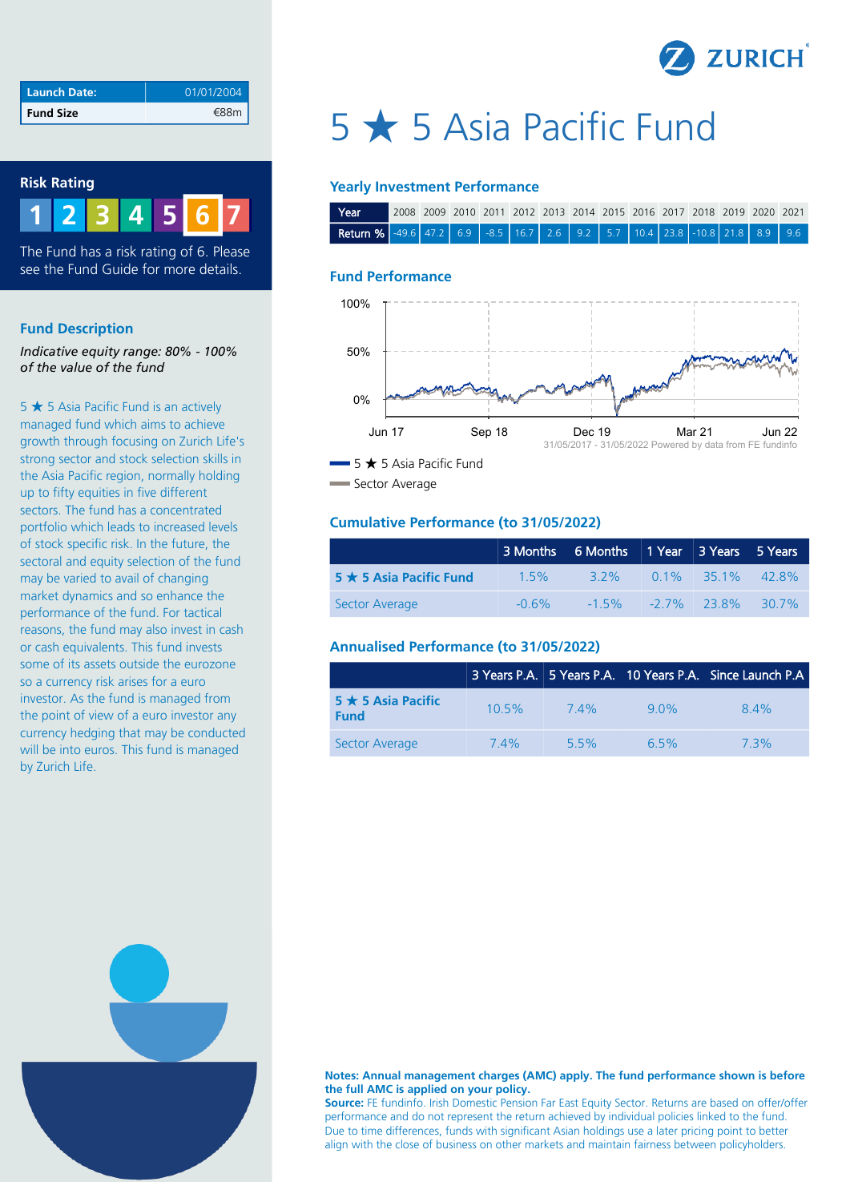| Launch Date: | 01/01/2004 |
|---|---|
| Fund Size | €88m |

## Risk Rating

1 2 3 4 5 **6** 7

The Fund has a risk rating of 6. Please see the Fund Guide for more details.

## Fund Description

*Indicative equity range: 80% - 100% of the value of the fund*

5 ★ 5 Asia Pacific Fund is an actively managed fund which aims to achieve growth through focusing on Zurich Life's strong sector and stock selection skills in the Asia Pacific region, normally holding up to fifty equities in five different sectors. The fund has a concentrated portfolio which leads to increased levels of stock specific risk. In the future, the sectoral and equity selection of the fund may be varied to avail of changing market dynamics and so enhance the performance of the fund. For tactical reasons, the fund may also invest in cash or cash equivalents. This fund invests some of its assets outside the eurozone so a currency risk arises for a euro investor. As the fund is managed from the point of view of a euro investor any currency hedging that may be conducted will be into euros. This fund is managed by Zurich Life.

# 5 ★ 5 Asia Pacific Fund

### Yearly Investment Performance

| Year | 2008 | 2009 | 2010 | 2011 | 2012 | 2013 | 2014 | 2015 | 2016 | 2017 | 2018 | 2019 | 2020 | 2021 |
|---|---|---|---|---|---|---|---|---|---|---|---|---|---|---|
| Return % | -49.6 | 47.2 | 6.9 | -8.5 | 16.7 | 2.6 | 9.2 | 5.7 | 10.4 | 23.8 | -10.8 | 21.8 | 8.9 | 9.6 |

### Fund Performance

31/05/2017 - 31/05/2022 Powered by data from FE fundinfo

- 5 ★ 5 Asia Pacific Fund
- Sector Average

### Cumulative Performance (to 31/05/2022)

| | 3 Months | 6 Months | 1 Year | 3 Years | 5 Years |
|---|---|---|---|---|---|
| **5 ★ 5 Asia Pacific Fund** | 1.5% | 3.2% | 0.1% | 35.1% | 42.8% |
| Sector Average | -0.6% | -1.5% | -2.7% | 23.8% | 30.7% |

### Annualised Performance (to 31/05/2022)

| | 3 Years P.A. | 5 Years P.A. | 10 Years P.A. | Since Launch P.A |
|---|---|---|---|---|
| **5 ★ 5 Asia Pacific Fund** | 10.5% | 7.4% | 9.0% | 8.4% |
| Sector Average | 7.4% | 5.5% | 6.5% | 7.3% |

**Notes: Annual management charges (AMC) apply. The fund performance shown is before the full AMC is applied on your policy.**
**Source:** FE fundinfo. Irish Domestic Pension Far East Equity Sector. Returns are based on offer/offer performance and do not represent the return achieved by individual policies linked to the fund. Due to time differences, funds with significant Asian holdings use a later pricing point to better align with the close of business on other markets and maintain fairness between policyholders.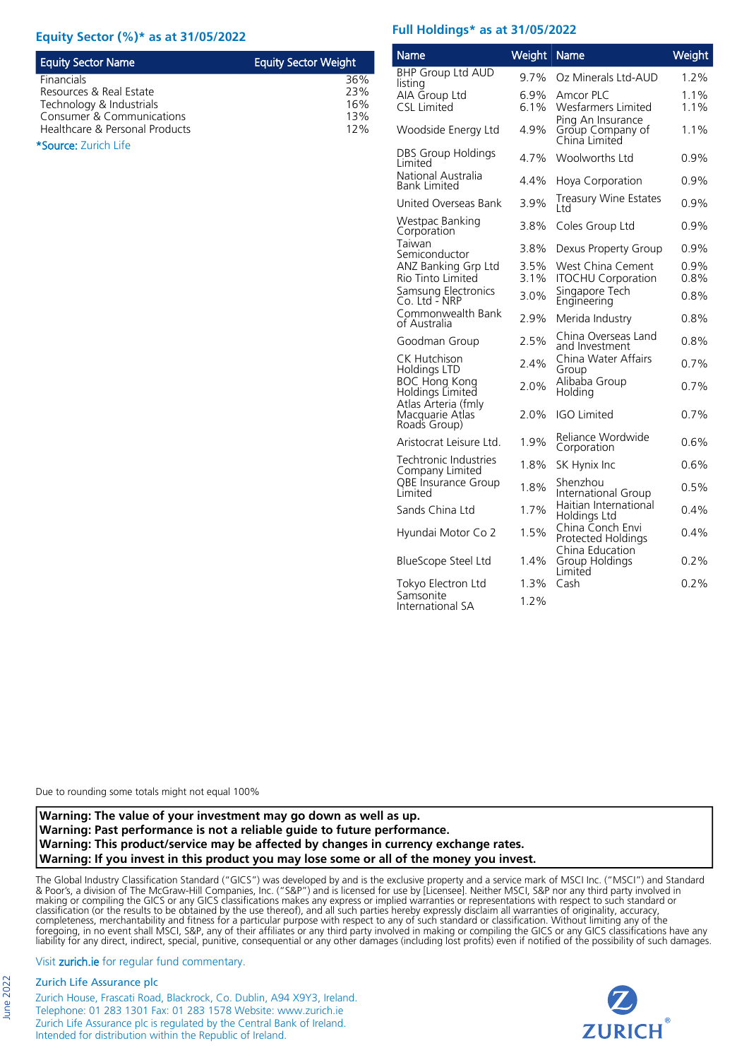## Equity Sector (%)* as at 31/05/2022

| Equity Sector Name | Equity Sector Weight |
|---|---|
| Financials | 36% |
| Resources & Real Estate | 23% |
| Technology & Industrials | 16% |
| Consumer & Communications | 13% |
| Healthcare & Personal Products | 12% |

*Source: Zurich Life

## Full Holdings* as at 31/05/2022

| Name | Weight | Name | Weight |
|---|---|---|---|
| BHP Group Ltd AUD listing | 9.7% | Oz Minerals Ltd-AUD | 1.2% |
| AIA Group Ltd | 6.9% | Amcor PLC | 1.1% |
| CSL Limited | 6.1% | Wesfarmers Limited | 1.1% |
| Woodside Energy Ltd | 4.9% | Ping An Insurance Group Company of China Limited | 1.1% |
| DBS Group Holdings Limited | 4.7% | Woolworths Ltd | 0.9% |
| National Australia Bank Limited | 4.4% | Hoya Corporation | 0.9% |
| United Overseas Bank | 3.9% | Treasury Wine Estates Ltd | 0.9% |
| Westpac Banking Corporation | 3.8% | Coles Group Ltd | 0.9% |
| Taiwan Semiconductor | 3.8% | Dexus Property Group | 0.9% |
| ANZ Banking Grp Ltd | 3.5% | West China Cement | 0.9% |
| Rio Tinto Limited | 3.1% | ITOCHU Corporation | 0.8% |
| Samsung Electronics Co. Ltd - NRP | 3.0% | Singapore Tech Engineering | 0.8% |
| Commonwealth Bank of Australia | 2.9% | Merida Industry | 0.8% |
| Goodman Group | 2.5% | China Overseas Land and Investment | 0.8% |
| CK Hutchison Holdings LTD | 2.4% | China Water Affairs Group | 0.7% |
| BOC Hong Kong Holdings Limited | 2.0% | Alibaba Group Holding | 0.7% |
| Atlas Arteria (fmly Macquarie Atlas Roads Group) | 2.0% | IGO Limited | 0.7% |
| Aristocrat Leisure Ltd. | 1.9% | Reliance Wordwide Corporation | 0.6% |
| Techtronic Industries Company Limited | 1.8% | SK Hynix Inc | 0.6% |
| QBE Insurance Group Limited | 1.8% | Shenzhou International Group | 0.5% |
| Sands China Ltd | 1.7% | Haitian International Holdings Ltd | 0.4% |
| Hyundai Motor Co 2 | 1.5% | China Conch Envi Protected Holdings | 0.4% |
| BlueScope Steel Ltd | 1.4% | China Education Group Holdings Limited | 0.2% |
| Tokyo Electron Ltd | 1.3% | Cash | 0.2% |
| Samsonite International SA | 1.2% | | |

Due to rounding some totals might not equal 100%

**Warning: The value of your investment may go down as well as up.**
**Warning: Past performance is not a reliable guide to future performance.**
**Warning: This product/service may be affected by changes in currency exchange rates.**
**Warning: If you invest in this product you may lose some or all of the money you invest.**

The Global Industry Classification Standard ("GICS") was developed by and is the exclusive property and a service mark of MSCI Inc. ("MSCI") and Standard & Poor's, a division of The McGraw-Hill Companies, Inc. ("S&P") and is licensed for use by [Licensee]. Neither MSCI, S&P nor any third party involved in making or compiling the GICS or any GICS classifications makes any express or implied warranties or representations with respect to such standard or classification (or the results to be obtained by the use thereof), and all such parties hereby expressly disclaim all warranties of originality, accuracy, completeness, merchantability and fitness for a particular purpose with respect to any of such standard or classification. Without limiting any of the foregoing, in no event shall MSCI, S&P, any of their affiliates or any third party involved in making or compiling the GICS or any GICS classifications have any liability for any direct, indirect, special, punitive, consequential or any other damages (including lost profits) even if notified of the possibility of such damages.

Visit zurich.ie for regular fund commentary.

**Zurich Life Assurance plc**

Zurich House, Frascati Road, Blackrock, Co. Dublin, A94 X9Y3, Ireland.
Telephone: 01 283 1301 Fax: 01 283 1578 Website: www.zurich.ie
Zurich Life Assurance plc is regulated by the Central Bank of Ireland.
Intended for distribution within the Republic of Ireland.

June 2022

ZURICH®